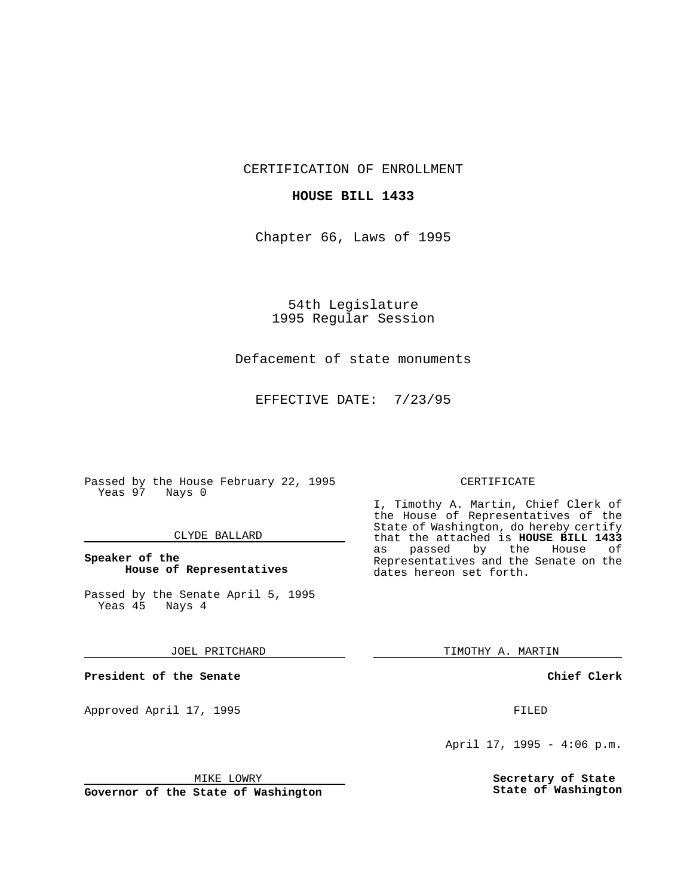CERTIFICATION OF ENROLLMENT

**HOUSE BILL 1433**

Chapter 66, Laws of 1995

54th Legislature
1995 Regular Session

Defacement of state monuments

EFFECTIVE DATE: 7/23/95

Passed by the House February 22, 1995
Yeas 97 Nays 0

CLYDE BALLARD

**Speaker of the House of Representatives**

Passed by the Senate April 5, 1995
Yeas 45 Nays 4

JOEL PRITCHARD

**President of the Senate**

Approved April 17, 1995

MIKE LOWRY

**Governor of the State of Washington**

CERTIFICATE

I, Timothy A. Martin, Chief Clerk of the House of Representatives of the State of Washington, do hereby certify that the attached is **HOUSE BILL 1433** as passed by the House of Representatives and the Senate on the dates hereon set forth.

TIMOTHY A. MARTIN

**Chief Clerk**

FILED

April 17, 1995 - 4:06 p.m.

**Secretary of State**
**State of Washington**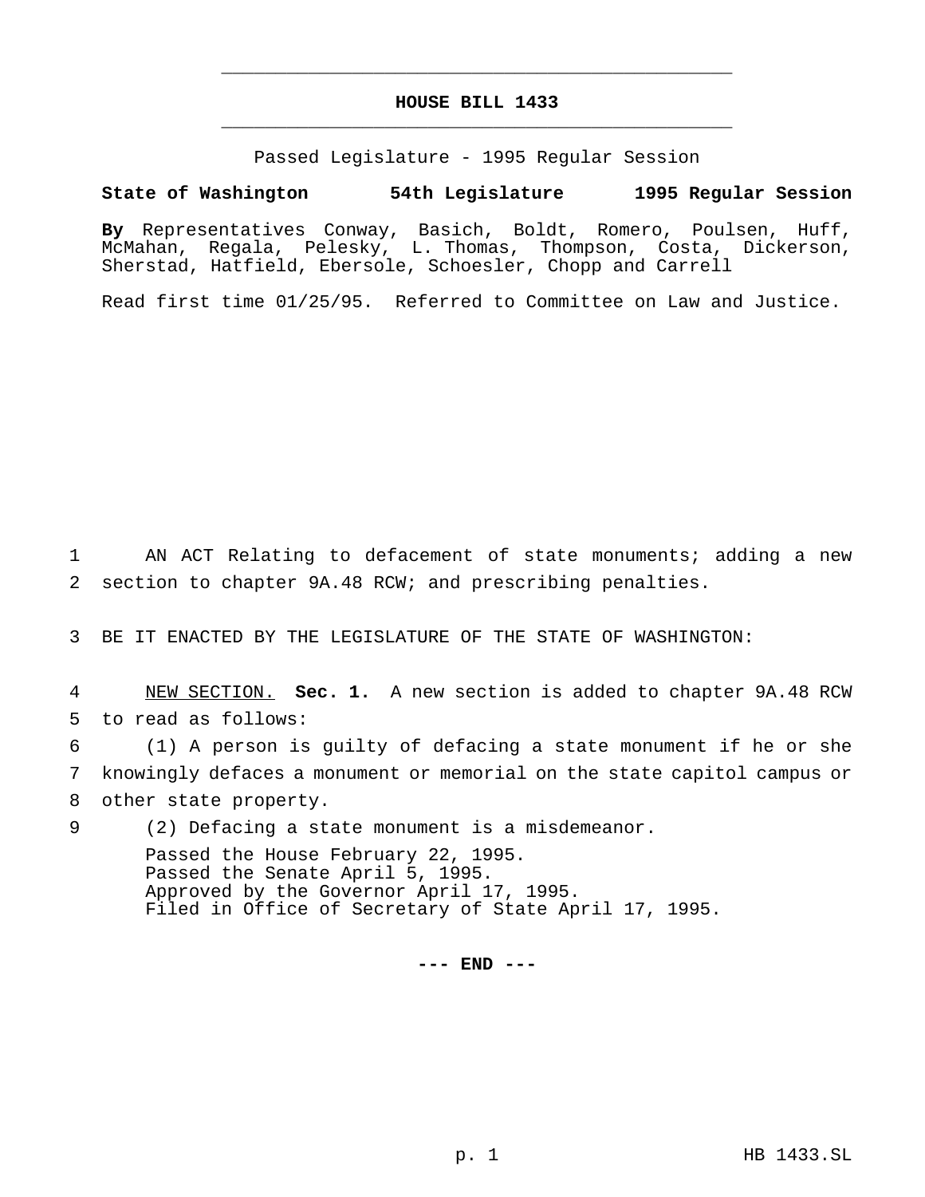# HOUSE BILL 1433

Passed Legislature - 1995 Regular Session

**State of Washington 54th Legislature 1995 Regular Session**

**By** Representatives Conway, Basich, Boldt, Romero, Poulsen, Huff, McMahan, Regala, Pelesky, L. Thomas, Thompson, Costa, Dickerson, Sherstad, Hatfield, Ebersole, Schoesler, Chopp and Carrell

Read first time 01/25/95. Referred to Committee on Law and Justice.

1 AN ACT Relating to defacement of state monuments; adding a new
2 section to chapter 9A.48 RCW; and prescribing penalties.

3 BE IT ENACTED BY THE LEGISLATURE OF THE STATE OF WASHINGTON:

4 NEW SECTION. **Sec. 1.** A new section is added to chapter 9A.48 RCW
5 to read as follows:
6 (1) A person is guilty of defacing a state monument if he or she
7 knowingly defaces a monument or memorial on the state capitol campus or
8 other state property.
9 (2) Defacing a state monument is a misdemeanor.

Passed the House February 22, 1995.
Passed the Senate April 5, 1995.
Approved by the Governor April 17, 1995.
Filed in Office of Secretary of State April 17, 1995.

**--- END ---**